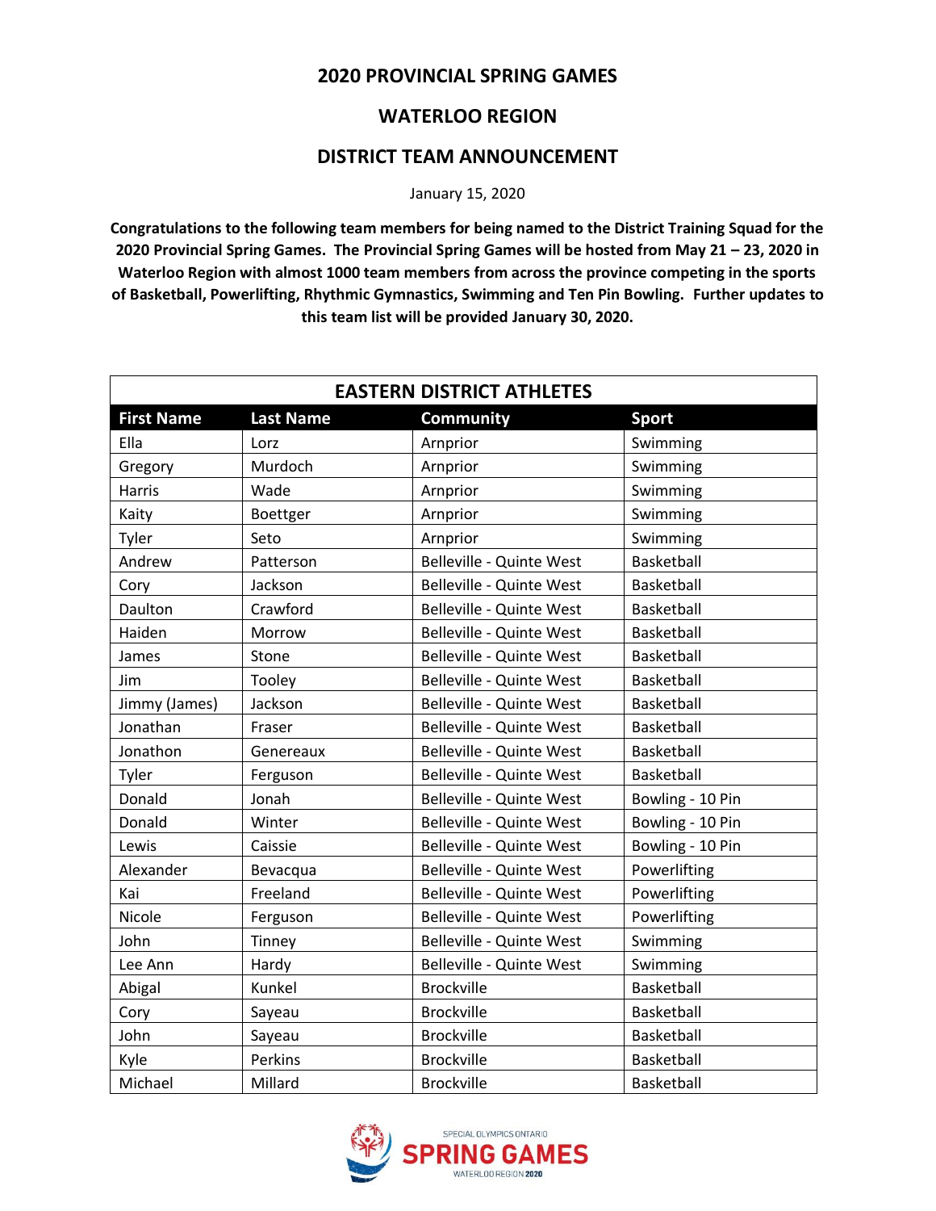# 2020 PROVINCIAL SPRING GAMES

# WATERLOO REGION

# DISTRICT TEAM ANNOUNCEMENT

January 15, 2020

**Congratulations to the following team members for being named to the District Training Squad for the 2020 Provincial Spring Games. The Provincial Spring Games will be hosted from May 21 – 23, 2020 in Waterloo Region with almost 1000 team members from across the province competing in the sports of Basketball, Powerlifting, Rhythmic Gymnastics, Swimming and Ten Pin Bowling. Further updates to this team list will be provided January 30, 2020.**

| EASTERN DISTRICT ATHLETES | | | |
|---|---|---|---|
| **First Name** | **Last Name** | **Community** | **Sport** |
| Ella | Lorz | Arnprior | Swimming |
| Gregory | Murdoch | Arnprior | Swimming |
| Harris | Wade | Arnprior | Swimming |
| Kaity | Boettger | Arnprior | Swimming |
| Tyler | Seto | Arnprior | Swimming |
| Andrew | Patterson | Belleville - Quinte West | Basketball |
| Cory | Jackson | Belleville - Quinte West | Basketball |
| Daulton | Crawford | Belleville - Quinte West | Basketball |
| Haiden | Morrow | Belleville - Quinte West | Basketball |
| James | Stone | Belleville - Quinte West | Basketball |
| Jim | Tooley | Belleville - Quinte West | Basketball |
| Jimmy (James) | Jackson | Belleville - Quinte West | Basketball |
| Jonathan | Fraser | Belleville - Quinte West | Basketball |
| Jonathon | Genereaux | Belleville - Quinte West | Basketball |
| Tyler | Ferguson | Belleville - Quinte West | Basketball |
| Donald | Jonah | Belleville - Quinte West | Bowling - 10 Pin |
| Donald | Winter | Belleville - Quinte West | Bowling - 10 Pin |
| Lewis | Caissie | Belleville - Quinte West | Bowling - 10 Pin |
| Alexander | Bevacqua | Belleville - Quinte West | Powerlifting |
| Kai | Freeland | Belleville - Quinte West | Powerlifting |
| Nicole | Ferguson | Belleville - Quinte West | Powerlifting |
| John | Tinney | Belleville - Quinte West | Swimming |
| Lee Ann | Hardy | Belleville - Quinte West | Swimming |
| Abigal | Kunkel | Brockville | Basketball |
| Cory | Sayeau | Brockville | Basketball |
| John | Sayeau | Brockville | Basketball |
| Kyle | Perkins | Brockville | Basketball |
| Michael | Millard | Brockville | Basketball |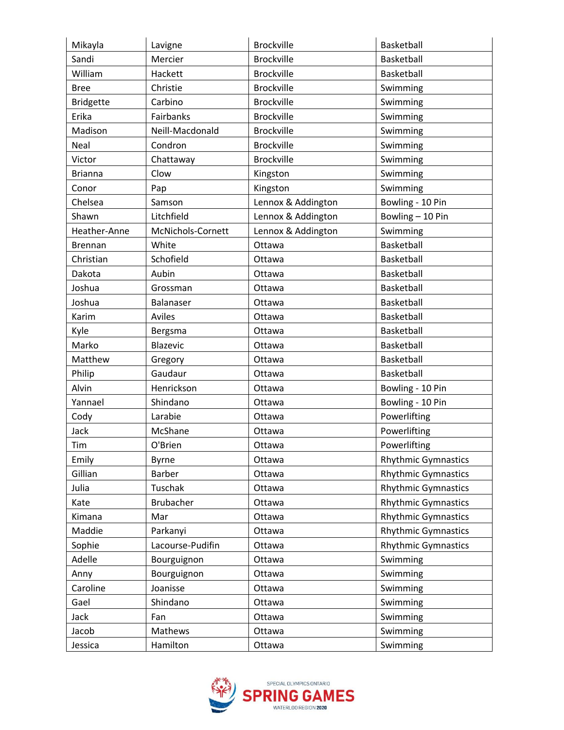| Mikayla | Lavigne | Brockville | Basketball |
|---|---|---|---|
| Sandi | Mercier | Brockville | Basketball |
| William | Hackett | Brockville | Basketball |
| Bree | Christie | Brockville | Swimming |
| Bridgette | Carbino | Brockville | Swimming |
| Erika | Fairbanks | Brockville | Swimming |
| Madison | Neill-Macdonald | Brockville | Swimming |
| Neal | Condron | Brockville | Swimming |
| Victor | Chattaway | Brockville | Swimming |
| Brianna | Clow | Kingston | Swimming |
| Conor | Pap | Kingston | Swimming |
| Chelsea | Samson | Lennox & Addington | Bowling - 10 Pin |
| Shawn | Litchfield | Lennox & Addington | Bowling – 10 Pin |
| Heather-Anne | McNichols-Cornett | Lennox & Addington | Swimming |
| Brennan | White | Ottawa | Basketball |
| Christian | Schofield | Ottawa | Basketball |
| Dakota | Aubin | Ottawa | Basketball |
| Joshua | Grossman | Ottawa | Basketball |
| Joshua | Balanaser | Ottawa | Basketball |
| Karim | Aviles | Ottawa | Basketball |
| Kyle | Bergsma | Ottawa | Basketball |
| Marko | Blazevic | Ottawa | Basketball |
| Matthew | Gregory | Ottawa | Basketball |
| Philip | Gaudaur | Ottawa | Basketball |
| Alvin | Henrickson | Ottawa | Bowling - 10 Pin |
| Yannael | Shindano | Ottawa | Bowling - 10 Pin |
| Cody | Larabie | Ottawa | Powerlifting |
| Jack | McShane | Ottawa | Powerlifting |
| Tim | O'Brien | Ottawa | Powerlifting |
| Emily | Byrne | Ottawa | Rhythmic Gymnastics |
| Gillian | Barber | Ottawa | Rhythmic Gymnastics |
| Julia | Tuschak | Ottawa | Rhythmic Gymnastics |
| Kate | Brubacher | Ottawa | Rhythmic Gymnastics |
| Kimana | Mar | Ottawa | Rhythmic Gymnastics |
| Maddie | Parkanyi | Ottawa | Rhythmic Gymnastics |
| Sophie | Lacourse-Pudifin | Ottawa | Rhythmic Gymnastics |
| Adelle | Bourguignon | Ottawa | Swimming |
| Anny | Bourguignon | Ottawa | Swimming |
| Caroline | Joanisse | Ottawa | Swimming |
| Gael | Shindano | Ottawa | Swimming |
| Jack | Fan | Ottawa | Swimming |
| Jacob | Mathews | Ottawa | Swimming |
| Jessica | Hamilton | Ottawa | Swimming |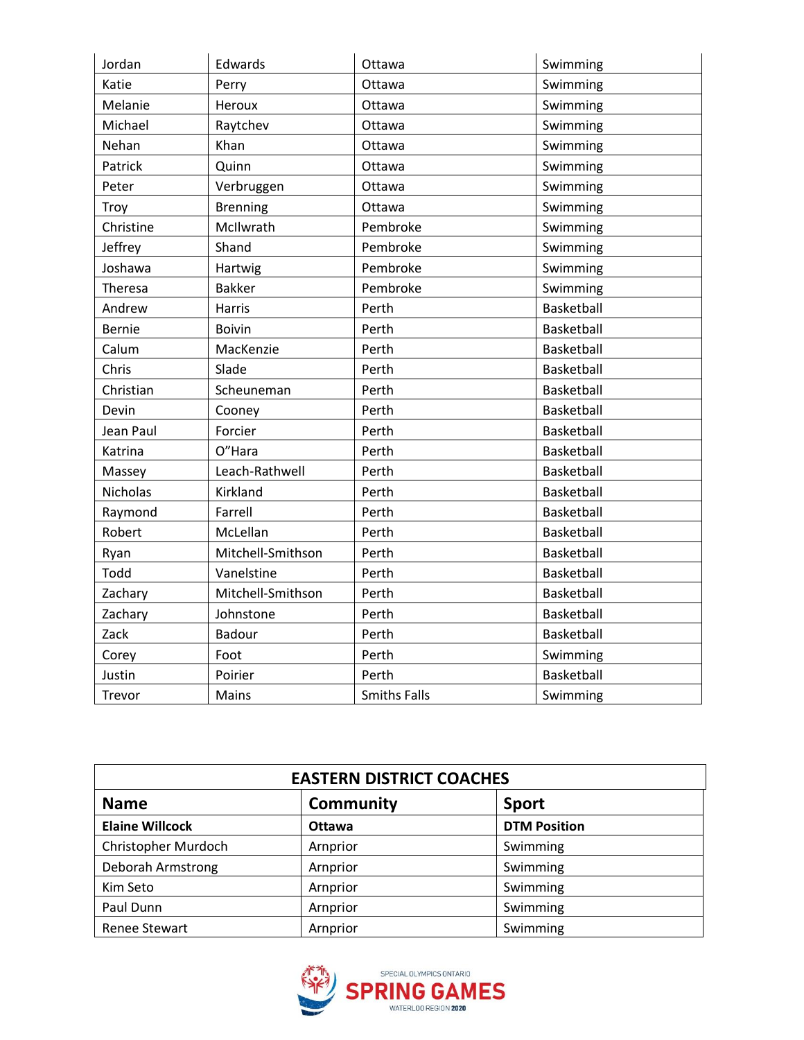| | | | |
|---|---|---|---|
| Jordan | Edwards | Ottawa | Swimming |
| Katie | Perry | Ottawa | Swimming |
| Melanie | Heroux | Ottawa | Swimming |
| Michael | Raytchev | Ottawa | Swimming |
| Nehan | Khan | Ottawa | Swimming |
| Patrick | Quinn | Ottawa | Swimming |
| Peter | Verbruggen | Ottawa | Swimming |
| Troy | Brenning | Ottawa | Swimming |
| Christine | McIlwrath | Pembroke | Swimming |
| Jeffrey | Shand | Pembroke | Swimming |
| Joshawa | Hartwig | Pembroke | Swimming |
| Theresa | Bakker | Pembroke | Swimming |
| Andrew | Harris | Perth | Basketball |
| Bernie | Boivin | Perth | Basketball |
| Calum | MacKenzie | Perth | Basketball |
| Chris | Slade | Perth | Basketball |
| Christian | Scheuneman | Perth | Basketball |
| Devin | Cooney | Perth | Basketball |
| Jean Paul | Forcier | Perth | Basketball |
| Katrina | O"Hara | Perth | Basketball |
| Massey | Leach-Rathwell | Perth | Basketball |
| Nicholas | Kirkland | Perth | Basketball |
| Raymond | Farrell | Perth | Basketball |
| Robert | McLellan | Perth | Basketball |
| Ryan | Mitchell-Smithson | Perth | Basketball |
| Todd | Vanelstine | Perth | Basketball |
| Zachary | Mitchell-Smithson | Perth | Basketball |
| Zachary | Johnstone | Perth | Basketball |
| Zack | Badour | Perth | Basketball |
| Corey | Foot | Perth | Swimming |
| Justin | Poirier | Perth | Basketball |
| Trevor | Mains | Smiths Falls | Swimming |

| EASTERN DISTRICT COACHES | | |
|---|---|---|
| **Name** | **Community** | **Sport** |
| **Elaine Willcock** | **Ottawa** | **DTM Position** |
| Christopher Murdoch | Arnprior | Swimming |
| Deborah Armstrong | Arnprior | Swimming |
| Kim Seto | Arnprior | Swimming |
| Paul Dunn | Arnprior | Swimming |
| Renee Stewart | Arnprior | Swimming |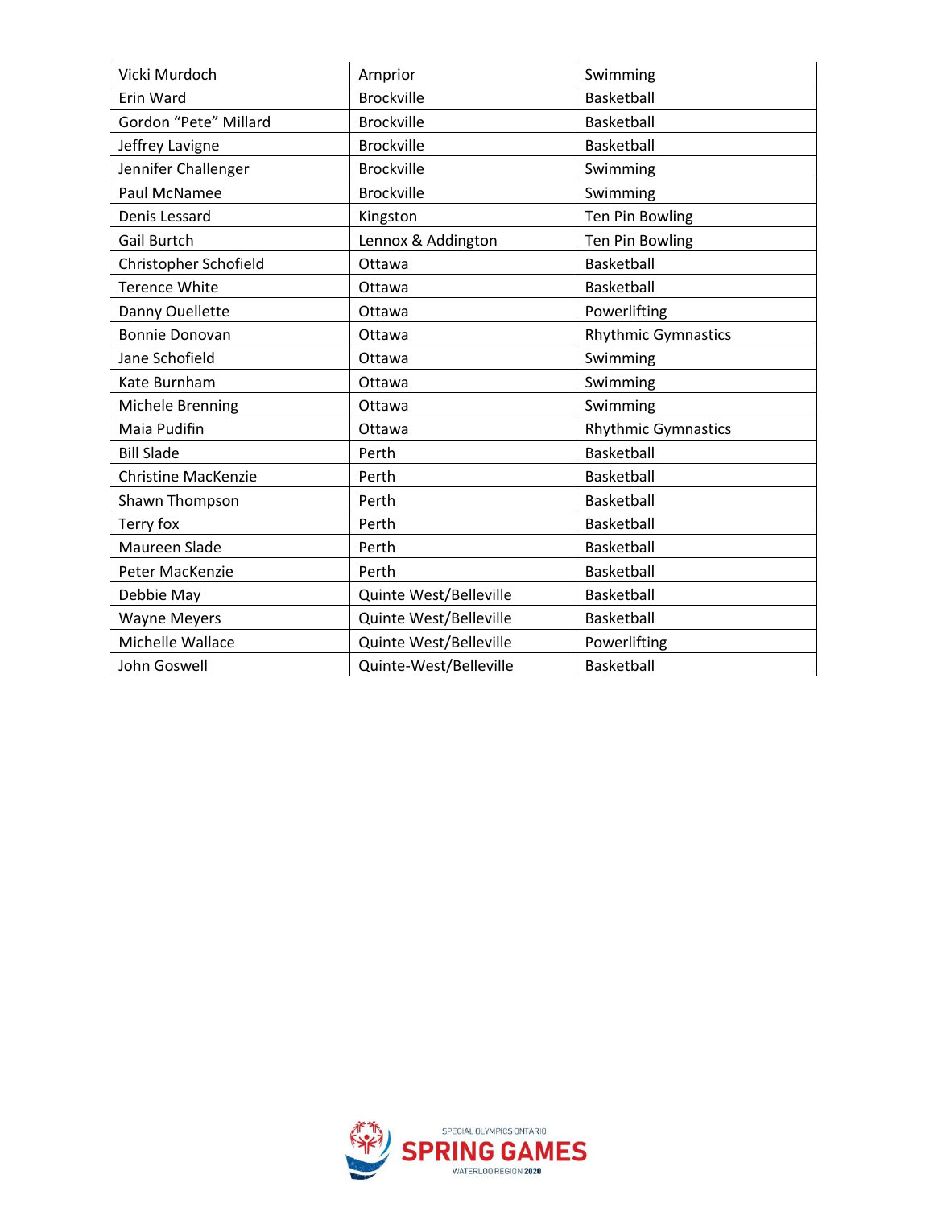| | | |
|---|---|---|
| Vicki Murdoch | Arnprior | Swimming |
| Erin Ward | Brockville | Basketball |
| Gordon “Pete” Millard | Brockville | Basketball |
| Jeffrey Lavigne | Brockville | Basketball |
| Jennifer Challenger | Brockville | Swimming |
| Paul McNamee | Brockville | Swimming |
| Denis Lessard | Kingston | Ten Pin Bowling |
| Gail Burtch | Lennox & Addington | Ten Pin Bowling |
| Christopher Schofield | Ottawa | Basketball |
| Terence White | Ottawa | Basketball |
| Danny Ouellette | Ottawa | Powerlifting |
| Bonnie Donovan | Ottawa | Rhythmic Gymnastics |
| Jane Schofield | Ottawa | Swimming |
| Kate Burnham | Ottawa | Swimming |
| Michele Brenning | Ottawa | Swimming |
| Maia Pudifin | Ottawa | Rhythmic Gymnastics |
| Bill Slade | Perth | Basketball |
| Christine MacKenzie | Perth | Basketball |
| Shawn Thompson | Perth | Basketball |
| Terry fox | Perth | Basketball |
| Maureen Slade | Perth | Basketball |
| Peter MacKenzie | Perth | Basketball |
| Debbie May | Quinte West/Belleville | Basketball |
| Wayne Meyers | Quinte West/Belleville | Basketball |
| Michelle Wallace | Quinte West/Belleville | Powerlifting |
| John Goswell | Quinte-West/Belleville | Basketball |